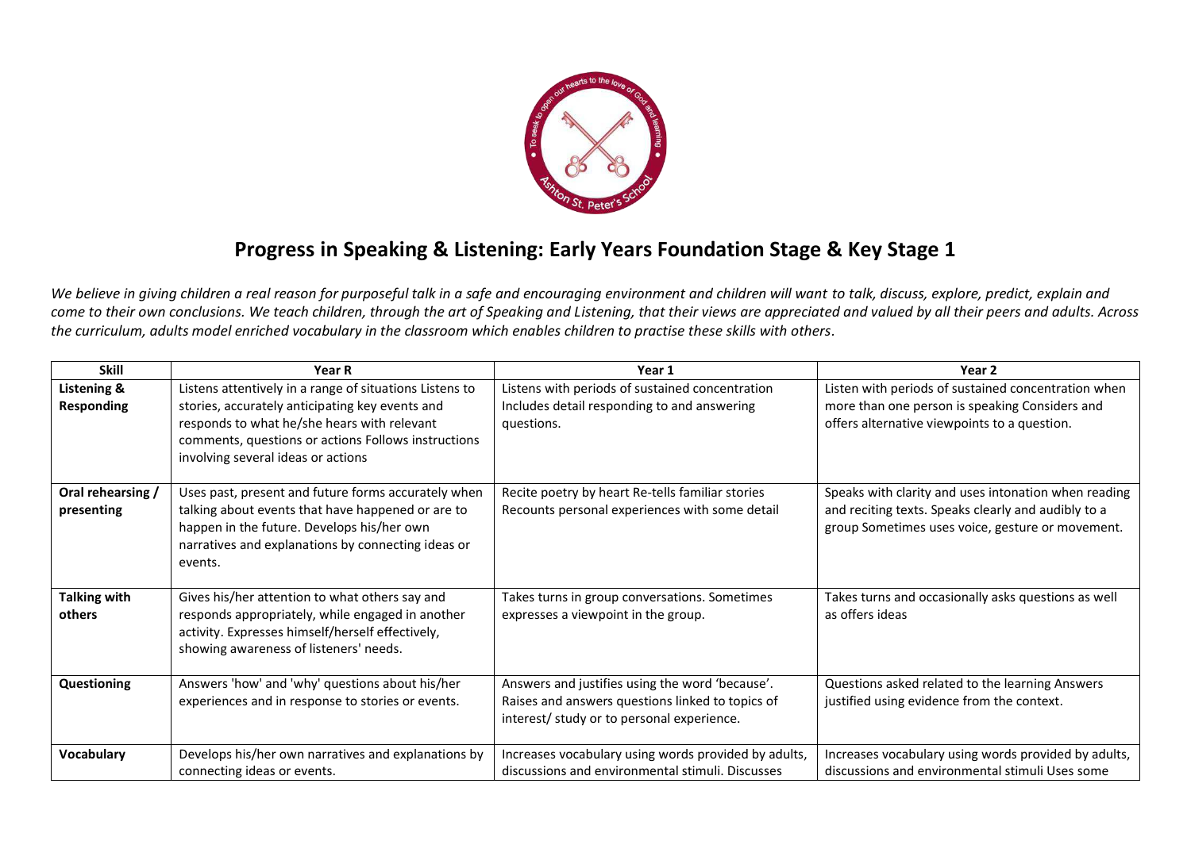# Progress in Speaking & Listening: Early Years Foundation Stage & Key Stage 1

*We believe in giving children a real reason for purposeful talk in a safe and encouraging environment and children will want to talk, discuss, explore, predict, explain and come to their own conclusions. We teach children, through the art of Speaking and Listening, that their views are appreciated and valued by all their peers and adults. Across the curriculum, adults model enriched vocabulary in the classroom which enables children to practise these skills with others.*

| Skill | Year R | Year 1 | Year 2 |
|---|---|---|---|
| **Listening & Responding** | Listens attentively in a range of situations Listens to stories, accurately anticipating key events and responds to what he/she hears with relevant comments, questions or actions Follows instructions involving several ideas or actions | Listens with periods of sustained concentration Includes detail responding to and answering questions. | Listen with periods of sustained concentration when more than one person is speaking Considers and offers alternative viewpoints to a question. |
| **Oral rehearsing / presenting** | Uses past, present and future forms accurately when talking about events that have happened or are to happen in the future. Develops his/her own narratives and explanations by connecting ideas or events. | Recite poetry by heart Re-tells familiar stories Recounts personal experiences with some detail | Speaks with clarity and uses intonation when reading and reciting texts. Speaks clearly and audibly to a group Sometimes uses voice, gesture or movement. |
| **Talking with others** | Gives his/her attention to what others say and responds appropriately, while engaged in another activity. Expresses himself/herself effectively, showing awareness of listeners' needs. | Takes turns in group conversations. Sometimes expresses a viewpoint in the group. | Takes turns and occasionally asks questions as well as offers ideas |
| **Questioning** | Answers 'how' and 'why' questions about his/her experiences and in response to stories or events. | Answers and justifies using the word 'because'. Raises and answers questions linked to topics of interest/ study or to personal experience. | Questions asked related to the learning Answers justified using evidence from the context. |
| **Vocabulary** | Develops his/her own narratives and explanations by connecting ideas or events. | Increases vocabulary using words provided by adults, discussions and environmental stimuli. Discusses | Increases vocabulary using words provided by adults, discussions and environmental stimuli Uses some |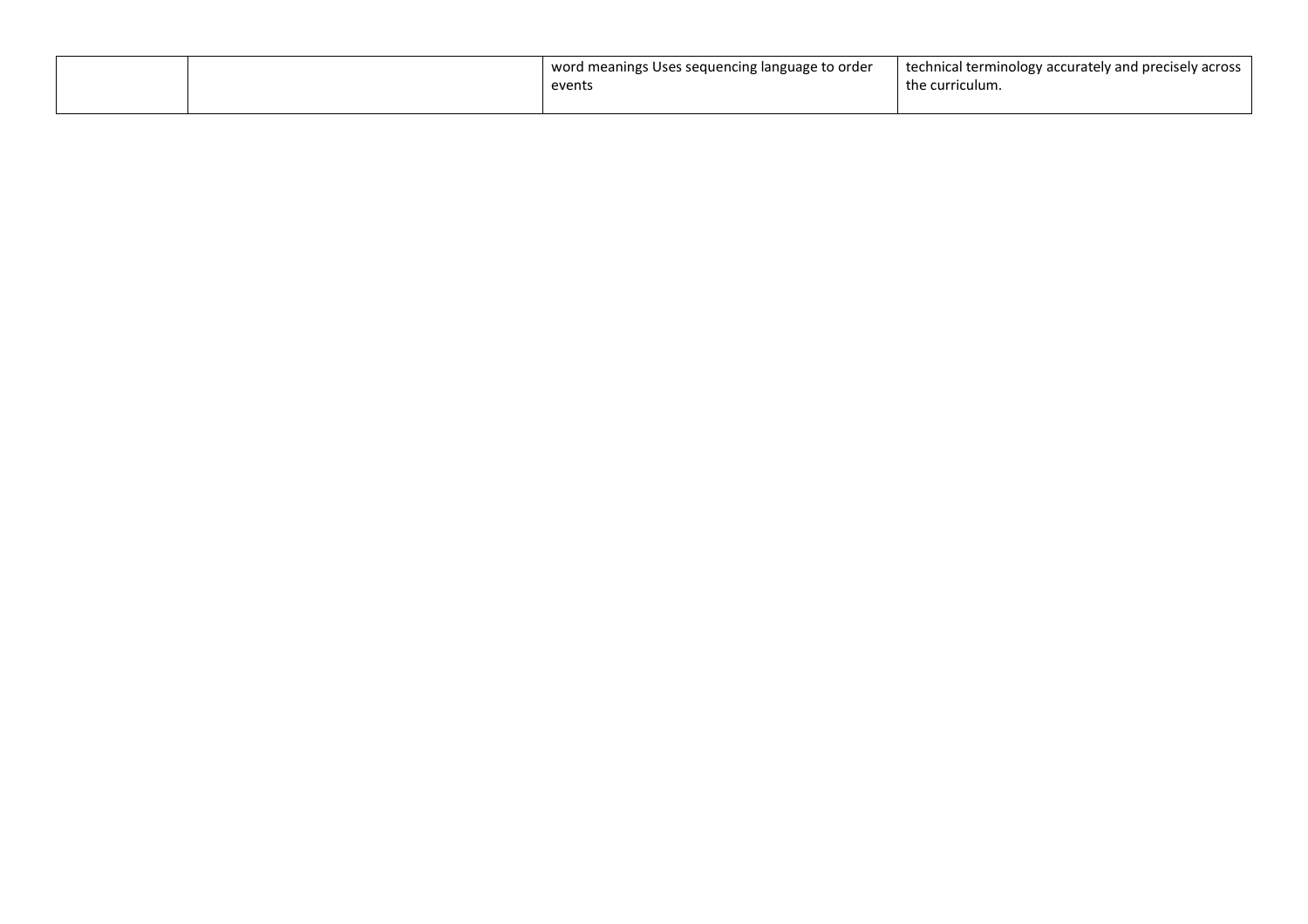| | | | |
|---|---|---|---|
| | | word meanings Uses sequencing language to order events | technical terminology accurately and precisely across the curriculum. |